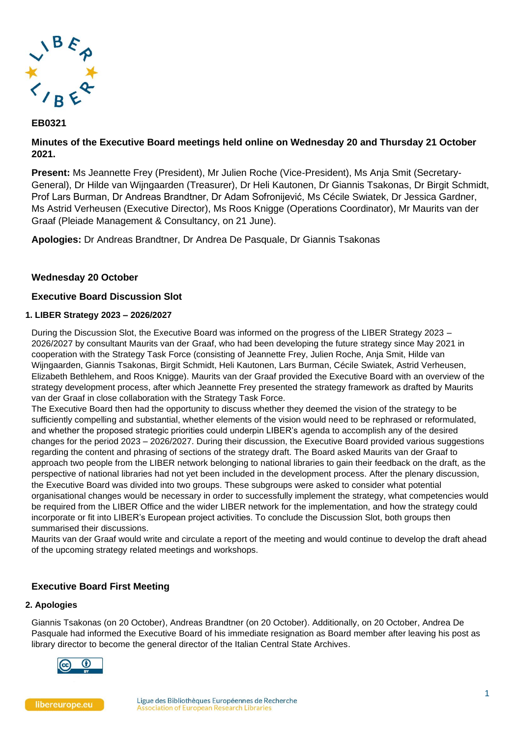EB0321

**Minutes of the Executive Board meetings held online on Wednesday 20 and Thursday 21 October 2021.**

**Present:** Ms Jeannette Frey (President), Mr Julien Roche (Vice-President), Ms Anja Smit (Secretary-General), Dr Hilde van Wijngaarden (Treasurer), Dr Heli Kautonen, Dr Giannis Tsakonas, Dr Birgit Schmidt, Prof Lars Burman, Dr Andreas Brandtner, Dr Adam Sofronijević, Ms Cécile Swiatek, Dr Jessica Gardner, Ms Astrid Verheusen (Executive Director), Ms Roos Knigge (Operations Coordinator), Mr Maurits van der Graaf (Pleiade Management & Consultancy, on 21 June).

**Apologies:** Dr Andreas Brandtner, Dr Andrea De Pasquale, Dr Giannis Tsakonas

## Wednesday 20 October

### Executive Board Discussion Slot

#### 1. LIBER Strategy 2023 – 2026/2027

During the Discussion Slot, the Executive Board was informed on the progress of the LIBER Strategy 2023 – 2026/2027 by consultant Maurits van der Graaf, who had been developing the future strategy since May 2021 in cooperation with the Strategy Task Force (consisting of Jeannette Frey, Julien Roche, Anja Smit, Hilde van Wijngaarden, Giannis Tsakonas, Birgit Schmidt, Heli Kautonen, Lars Burman, Cécile Swiatek, Astrid Verheusen, Elizabeth Bethlehem, and Roos Knigge). Maurits van der Graaf provided the Executive Board with an overview of the strategy development process, after which Jeannette Frey presented the strategy framework as drafted by Maurits van der Graaf in close collaboration with the Strategy Task Force.
The Executive Board then had the opportunity to discuss whether they deemed the vision of the strategy to be sufficiently compelling and substantial, whether elements of the vision would need to be rephrased or reformulated, and whether the proposed strategic priorities could underpin LIBER's agenda to accomplish any of the desired changes for the period 2023 – 2026/2027. During their discussion, the Executive Board provided various suggestions regarding the content and phrasing of sections of the strategy draft. The Board asked Maurits van der Graaf to approach two people from the LIBER network belonging to national libraries to gain their feedback on the draft, as the perspective of national libraries had not yet been included in the development process. After the plenary discussion, the Executive Board was divided into two groups. These subgroups were asked to consider what potential organisational changes would be necessary in order to successfully implement the strategy, what competencies would be required from the LIBER Office and the wider LIBER network for the implementation, and how the strategy could incorporate or fit into LIBER's European project activities. To conclude the Discussion Slot, both groups then summarised their discussions.
Maurits van der Graaf would write and circulate a report of the meeting and would continue to develop the draft ahead of the upcoming strategy related meetings and workshops.

### Executive Board First Meeting

#### 2. Apologies

Giannis Tsakonas (on 20 October), Andreas Brandtner (on 20 October). Additionally, on 20 October, Andrea De Pasquale had informed the Executive Board of his immediate resignation as Board member after leaving his post as library director to become the general director of the Italian Central State Archives.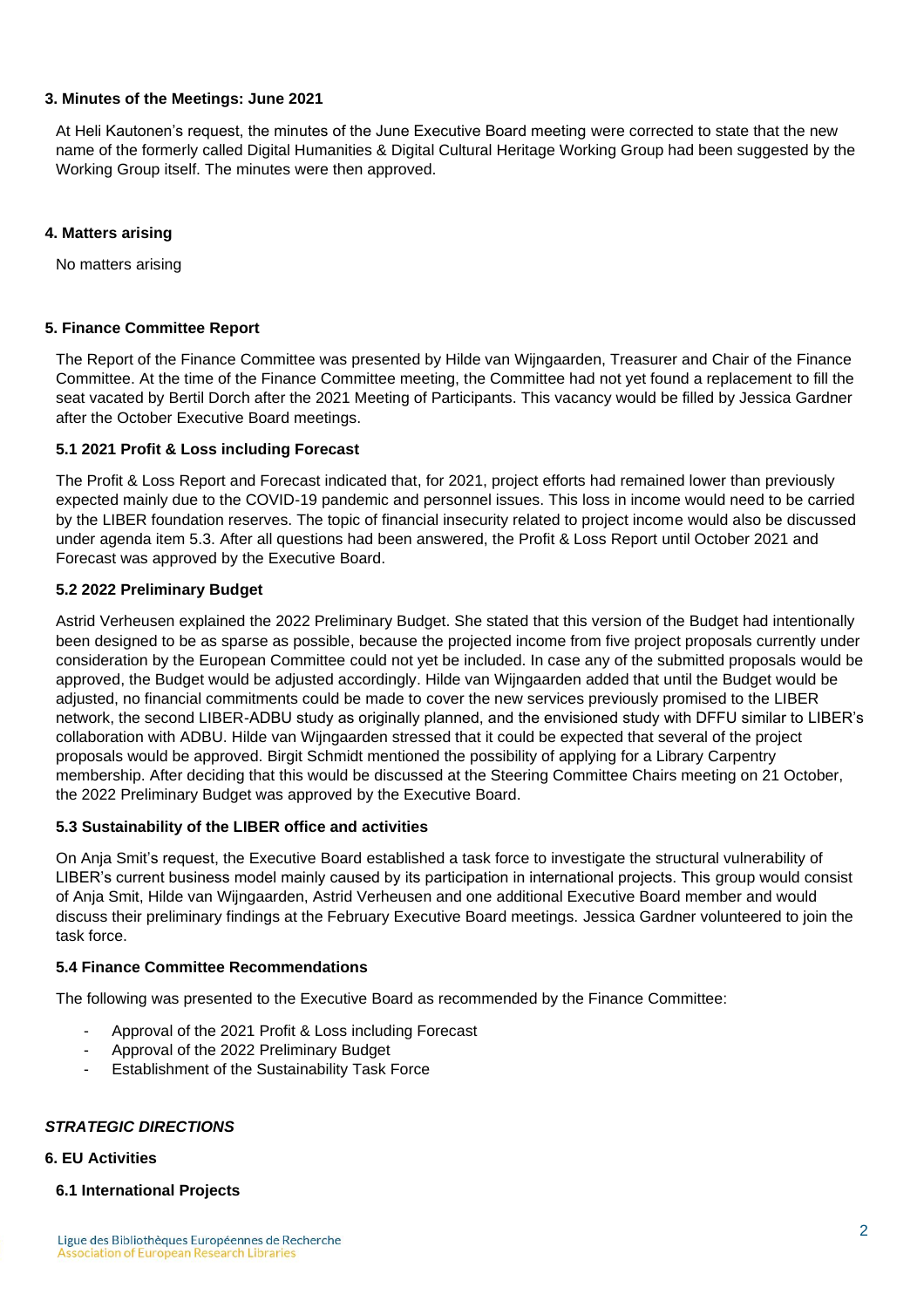### 3. Minutes of the Meetings: June 2021

At Heli Kautonen's request, the minutes of the June Executive Board meeting were corrected to state that the new name of the formerly called Digital Humanities & Digital Cultural Heritage Working Group had been suggested by the Working Group itself. The minutes were then approved.

### 4. Matters arising

No matters arising

### 5. Finance Committee Report

The Report of the Finance Committee was presented by Hilde van Wijngaarden, Treasurer and Chair of the Finance Committee. At the time of the Finance Committee meeting, the Committee had not yet found a replacement to fill the seat vacated by Bertil Dorch after the 2021 Meeting of Participants. This vacancy would be filled by Jessica Gardner after the October Executive Board meetings.

#### 5.1 2021 Profit & Loss including Forecast

The Profit & Loss Report and Forecast indicated that, for 2021, project efforts had remained lower than previously expected mainly due to the COVID-19 pandemic and personnel issues. This loss in income would need to be carried by the LIBER foundation reserves. The topic of financial insecurity related to project income would also be discussed under agenda item 5.3. After all questions had been answered, the Profit & Loss Report until October 2021 and Forecast was approved by the Executive Board.

#### 5.2 2022 Preliminary Budget

Astrid Verheusen explained the 2022 Preliminary Budget. She stated that this version of the Budget had intentionally been designed to be as sparse as possible, because the projected income from five project proposals currently under consideration by the European Committee could not yet be included. In case any of the submitted proposals would be approved, the Budget would be adjusted accordingly. Hilde van Wijngaarden added that until the Budget would be adjusted, no financial commitments could be made to cover the new services previously promised to the LIBER network, the second LIBER-ADBU study as originally planned, and the envisioned study with DFFU similar to LIBER's collaboration with ADBU. Hilde van Wijngaarden stressed that it could be expected that several of the project proposals would be approved. Birgit Schmidt mentioned the possibility of applying for a Library Carpentry membership. After deciding that this would be discussed at the Steering Committee Chairs meeting on 21 October, the 2022 Preliminary Budget was approved by the Executive Board.

#### 5.3 Sustainability of the LIBER office and activities

On Anja Smit's request, the Executive Board established a task force to investigate the structural vulnerability of LIBER's current business model mainly caused by its participation in international projects. This group would consist of Anja Smit, Hilde van Wijngaarden, Astrid Verheusen and one additional Executive Board member and would discuss their preliminary findings at the February Executive Board meetings. Jessica Gardner volunteered to join the task force.

#### 5.4 Finance Committee Recommendations

The following was presented to the Executive Board as recommended by the Finance Committee:

- Approval of the 2021 Profit & Loss including Forecast
- Approval of the 2022 Preliminary Budget
- Establishment of the Sustainability Task Force

## *STRATEGIC DIRECTIONS*

### 6. EU Activities

#### 6.1 International Projects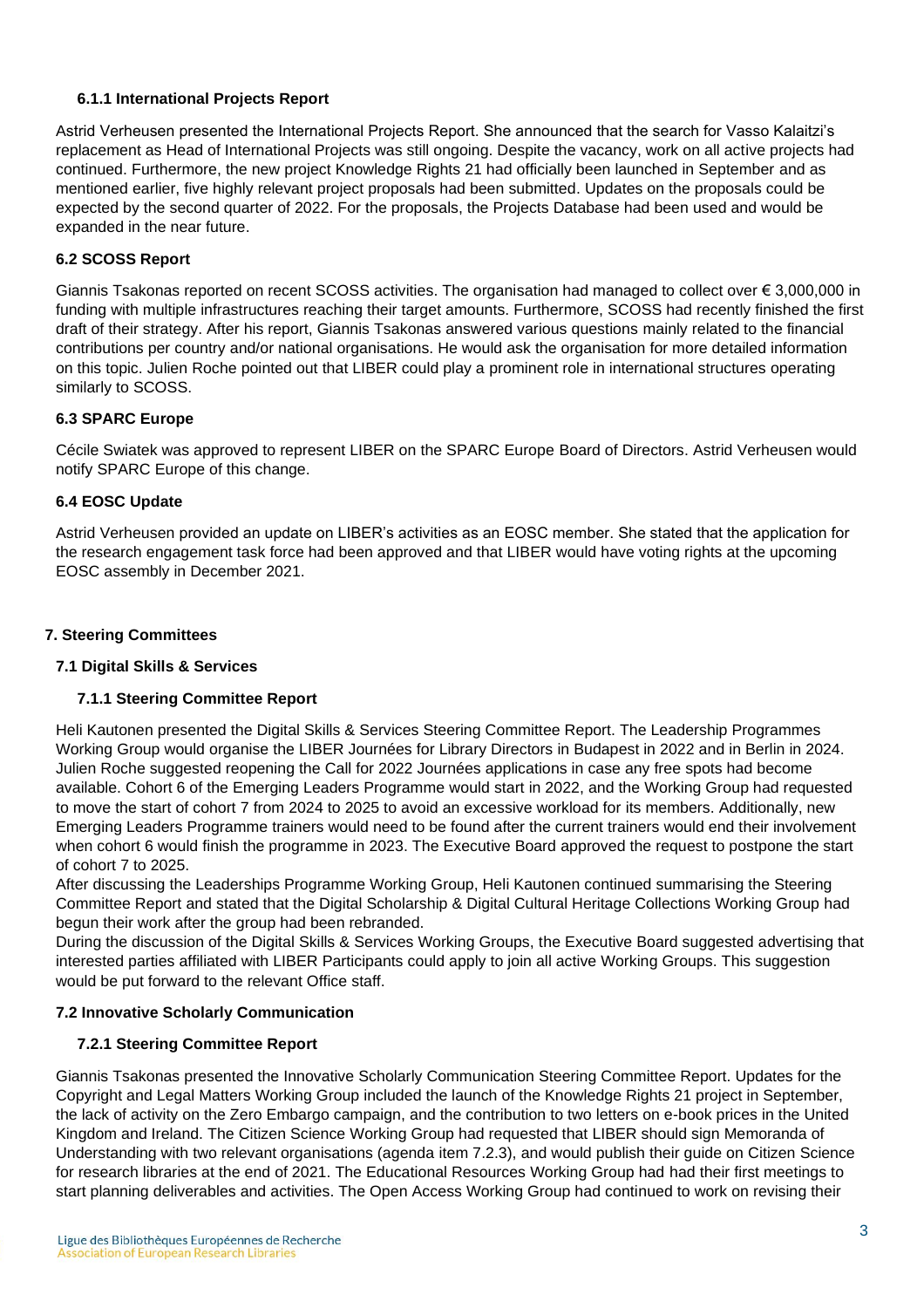#### 6.1.1 International Projects Report

Astrid Verheusen presented the International Projects Report. She announced that the search for Vasso Kalaitzi's replacement as Head of International Projects was still ongoing. Despite the vacancy, work on all active projects had continued. Furthermore, the new project Knowledge Rights 21 had officially been launched in September and as mentioned earlier, five highly relevant project proposals had been submitted. Updates on the proposals could be expected by the second quarter of 2022. For the proposals, the Projects Database had been used and would be expanded in the near future.

### 6.2 SCOSS Report

Giannis Tsakonas reported on recent SCOSS activities. The organisation had managed to collect over € 3,000,000 in funding with multiple infrastructures reaching their target amounts. Furthermore, SCOSS had recently finished the first draft of their strategy. After his report, Giannis Tsakonas answered various questions mainly related to the financial contributions per country and/or national organisations. He would ask the organisation for more detailed information on this topic. Julien Roche pointed out that LIBER could play a prominent role in international structures operating similarly to SCOSS.

### 6.3 SPARC Europe

Cécile Swiatek was approved to represent LIBER on the SPARC Europe Board of Directors. Astrid Verheusen would notify SPARC Europe of this change.

### 6.4 EOSC Update

Astrid Verheusen provided an update on LIBER's activities as an EOSC member. She stated that the application for the research engagement task force had been approved and that LIBER would have voting rights at the upcoming EOSC assembly in December 2021.

## 7. Steering Committees

### 7.1 Digital Skills & Services

#### 7.1.1 Steering Committee Report

Heli Kautonen presented the Digital Skills & Services Steering Committee Report. The Leadership Programmes Working Group would organise the LIBER Journées for Library Directors in Budapest in 2022 and in Berlin in 2024. Julien Roche suggested reopening the Call for 2022 Journées applications in case any free spots had become available. Cohort 6 of the Emerging Leaders Programme would start in 2022, and the Working Group had requested to move the start of cohort 7 from 2024 to 2025 to avoid an excessive workload for its members. Additionally, new Emerging Leaders Programme trainers would need to be found after the current trainers would end their involvement when cohort 6 would finish the programme in 2023. The Executive Board approved the request to postpone the start of cohort 7 to 2025.

After discussing the Leaderships Programme Working Group, Heli Kautonen continued summarising the Steering Committee Report and stated that the Digital Scholarship & Digital Cultural Heritage Collections Working Group had begun their work after the group had been rebranded.

During the discussion of the Digital Skills & Services Working Groups, the Executive Board suggested advertising that interested parties affiliated with LIBER Participants could apply to join all active Working Groups. This suggestion would be put forward to the relevant Office staff.

### 7.2 Innovative Scholarly Communication

#### 7.2.1 Steering Committee Report

Giannis Tsakonas presented the Innovative Scholarly Communication Steering Committee Report. Updates for the Copyright and Legal Matters Working Group included the launch of the Knowledge Rights 21 project in September, the lack of activity on the Zero Embargo campaign, and the contribution to two letters on e-book prices in the United Kingdom and Ireland. The Citizen Science Working Group had requested that LIBER should sign Memoranda of Understanding with two relevant organisations (agenda item 7.2.3), and would publish their guide on Citizen Science for research libraries at the end of 2021. The Educational Resources Working Group had had their first meetings to start planning deliverables and activities. The Open Access Working Group had continued to work on revising their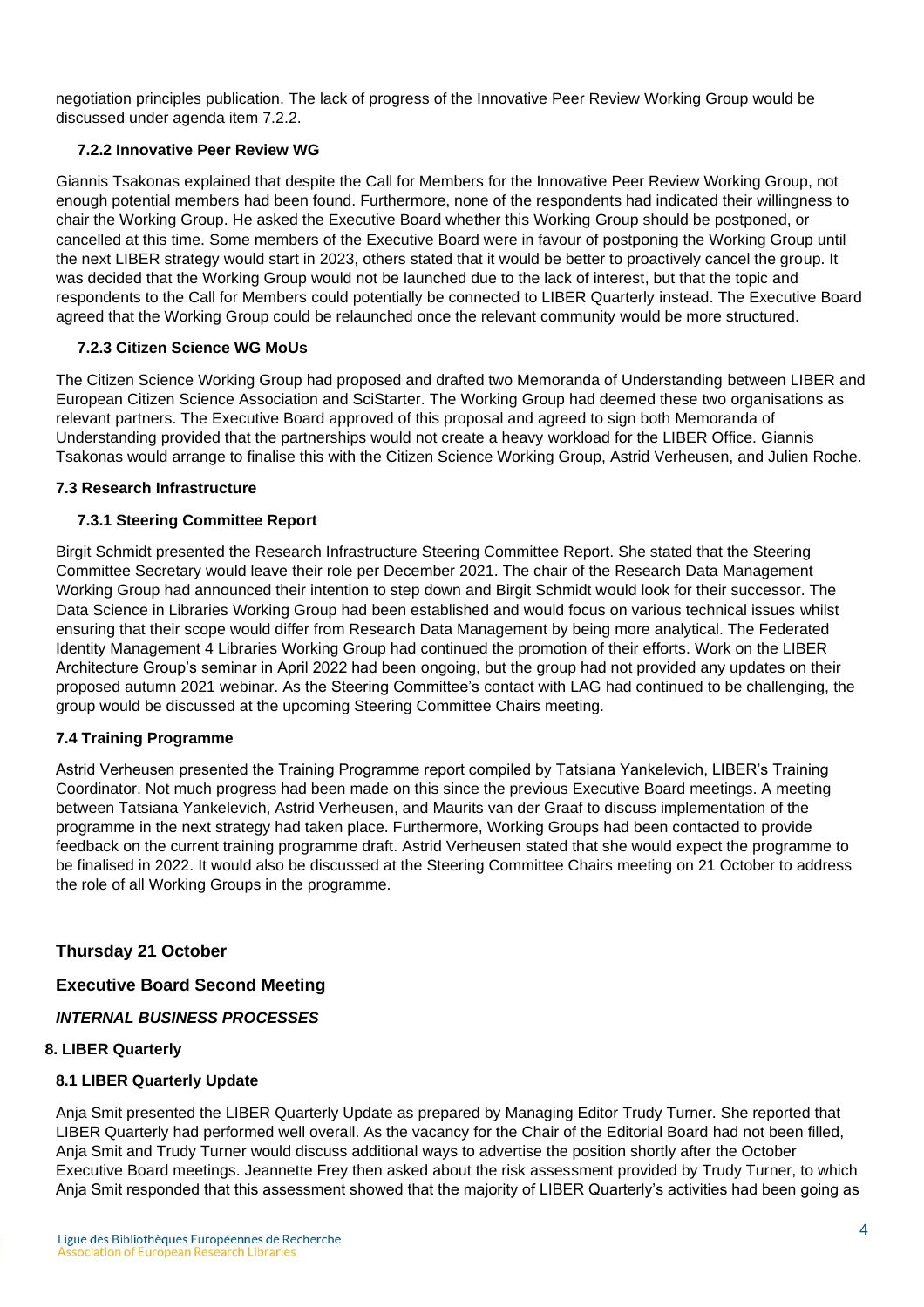negotiation principles publication. The lack of progress of the Innovative Peer Review Working Group would be discussed under agenda item 7.2.2.

#### 7.2.2 Innovative Peer Review WG

Giannis Tsakonas explained that despite the Call for Members for the Innovative Peer Review Working Group, not enough potential members had been found. Furthermore, none of the respondents had indicated their willingness to chair the Working Group. He asked the Executive Board whether this Working Group should be postponed, or cancelled at this time. Some members of the Executive Board were in favour of postponing the Working Group until the next LIBER strategy would start in 2023, others stated that it would be better to proactively cancel the group. It was decided that the Working Group would not be launched due to the lack of interest, but that the topic and respondents to the Call for Members could potentially be connected to LIBER Quarterly instead. The Executive Board agreed that the Working Group could be relaunched once the relevant community would be more structured.

#### 7.2.3 Citizen Science WG MoUs

The Citizen Science Working Group had proposed and drafted two Memoranda of Understanding between LIBER and European Citizen Science Association and SciStarter. The Working Group had deemed these two organisations as relevant partners. The Executive Board approved of this proposal and agreed to sign both Memoranda of Understanding provided that the partnerships would not create a heavy workload for the LIBER Office. Giannis Tsakonas would arrange to finalise this with the Citizen Science Working Group, Astrid Verheusen, and Julien Roche.

### 7.3 Research Infrastructure

#### 7.3.1 Steering Committee Report

Birgit Schmidt presented the Research Infrastructure Steering Committee Report. She stated that the Steering Committee Secretary would leave their role per December 2021. The chair of the Research Data Management Working Group had announced their intention to step down and Birgit Schmidt would look for their successor. The Data Science in Libraries Working Group had been established and would focus on various technical issues whilst ensuring that their scope would differ from Research Data Management by being more analytical. The Federated Identity Management 4 Libraries Working Group had continued the promotion of their efforts. Work on the LIBER Architecture Group's seminar in April 2022 had been ongoing, but the group had not provided any updates on their proposed autumn 2021 webinar. As the Steering Committee's contact with LAG had continued to be challenging, the group would be discussed at the upcoming Steering Committee Chairs meeting.

### 7.4 Training Programme

Astrid Verheusen presented the Training Programme report compiled by Tatsiana Yankelevich, LIBER's Training Coordinator. Not much progress had been made on this since the previous Executive Board meetings. A meeting between Tatsiana Yankelevich, Astrid Verheusen, and Maurits van der Graaf to discuss implementation of the programme in the next strategy had taken place. Furthermore, Working Groups had been contacted to provide feedback on the current training programme draft. Astrid Verheusen stated that she would expect the programme to be finalised in 2022. It would also be discussed at the Steering Committee Chairs meeting on 21 October to address the role of all Working Groups in the programme.

## Thursday 21 October

## Executive Board Second Meeting

### *INTERNAL BUSINESS PROCESSES*

### 8. LIBER Quarterly

### 8.1 LIBER Quarterly Update

Anja Smit presented the LIBER Quarterly Update as prepared by Managing Editor Trudy Turner. She reported that LIBER Quarterly had performed well overall. As the vacancy for the Chair of the Editorial Board had not been filled, Anja Smit and Trudy Turner would discuss additional ways to advertise the position shortly after the October Executive Board meetings. Jeannette Frey then asked about the risk assessment provided by Trudy Turner, to which Anja Smit responded that this assessment showed that the majority of LIBER Quarterly's activities had been going as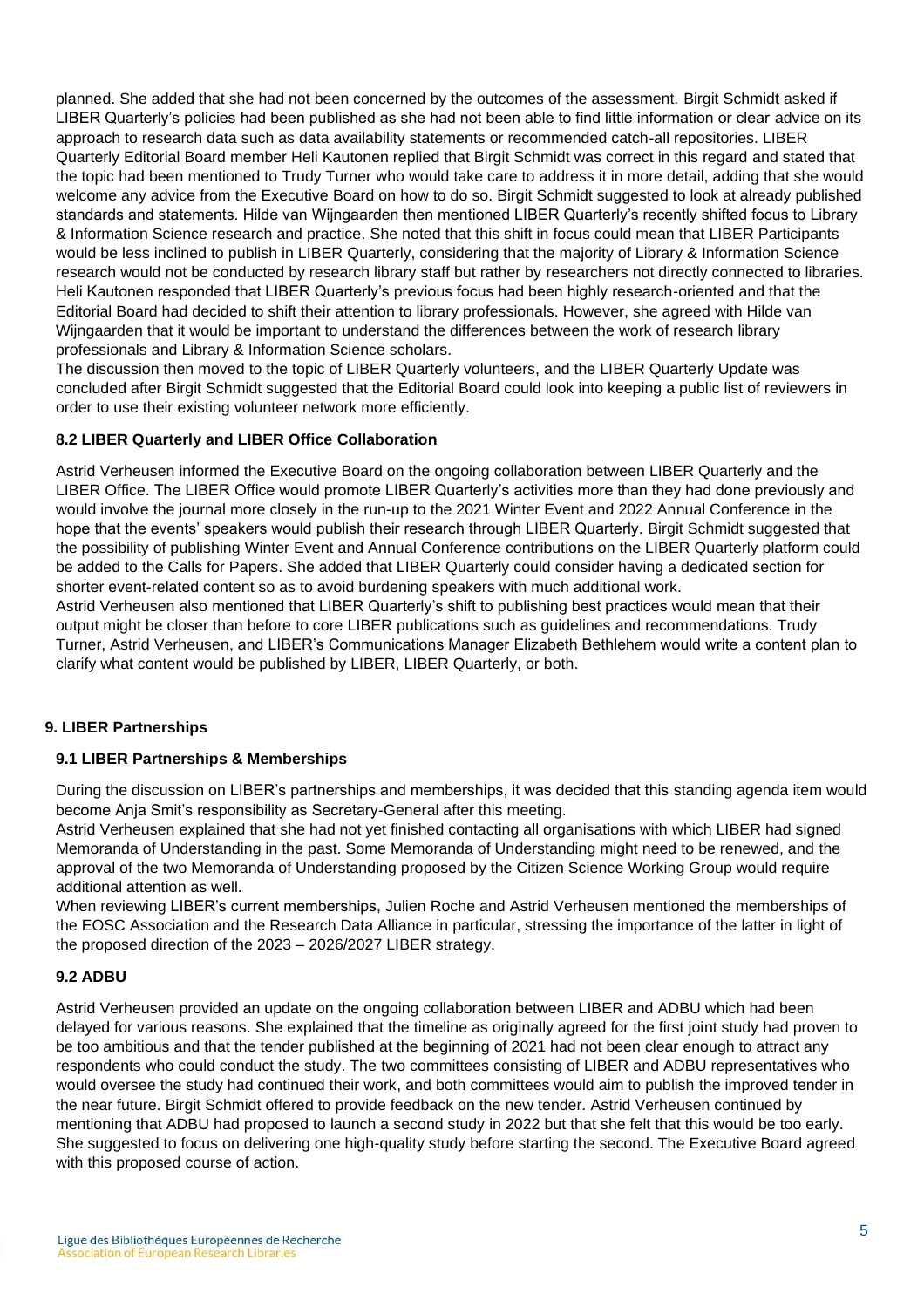planned. She added that she had not been concerned by the outcomes of the assessment. Birgit Schmidt asked if LIBER Quarterly's policies had been published as she had not been able to find little information or clear advice on its approach to research data such as data availability statements or recommended catch-all repositories. LIBER Quarterly Editorial Board member Heli Kautonen replied that Birgit Schmidt was correct in this regard and stated that the topic had been mentioned to Trudy Turner who would take care to address it in more detail, adding that she would welcome any advice from the Executive Board on how to do so. Birgit Schmidt suggested to look at already published standards and statements. Hilde van Wijngaarden then mentioned LIBER Quarterly's recently shifted focus to Library & Information Science research and practice. She noted that this shift in focus could mean that LIBER Participants would be less inclined to publish in LIBER Quarterly, considering that the majority of Library & Information Science research would not be conducted by research library staff but rather by researchers not directly connected to libraries. Heli Kautonen responded that LIBER Quarterly's previous focus had been highly research-oriented and that the Editorial Board had decided to shift their attention to library professionals. However, she agreed with Hilde van Wijngaarden that it would be important to understand the differences between the work of research library professionals and Library & Information Science scholars.

The discussion then moved to the topic of LIBER Quarterly volunteers, and the LIBER Quarterly Update was concluded after Birgit Schmidt suggested that the Editorial Board could look into keeping a public list of reviewers in order to use their existing volunteer network more efficiently.

### 8.2 LIBER Quarterly and LIBER Office Collaboration

Astrid Verheusen informed the Executive Board on the ongoing collaboration between LIBER Quarterly and the LIBER Office. The LIBER Office would promote LIBER Quarterly's activities more than they had done previously and would involve the journal more closely in the run-up to the 2021 Winter Event and 2022 Annual Conference in the hope that the events' speakers would publish their research through LIBER Quarterly. Birgit Schmidt suggested that the possibility of publishing Winter Event and Annual Conference contributions on the LIBER Quarterly platform could be added to the Calls for Papers. She added that LIBER Quarterly could consider having a dedicated section for shorter event-related content so as to avoid burdening speakers with much additional work.

Astrid Verheusen also mentioned that LIBER Quarterly's shift to publishing best practices would mean that their output might be closer than before to core LIBER publications such as guidelines and recommendations. Trudy Turner, Astrid Verheusen, and LIBER's Communications Manager Elizabeth Bethlehem would write a content plan to clarify what content would be published by LIBER, LIBER Quarterly, or both.

## 9. LIBER Partnerships

### 9.1 LIBER Partnerships & Memberships

During the discussion on LIBER's partnerships and memberships, it was decided that this standing agenda item would become Anja Smit's responsibility as Secretary-General after this meeting.

Astrid Verheusen explained that she had not yet finished contacting all organisations with which LIBER had signed Memoranda of Understanding in the past. Some Memoranda of Understanding might need to be renewed, and the approval of the two Memoranda of Understanding proposed by the Citizen Science Working Group would require additional attention as well.

When reviewing LIBER's current memberships, Julien Roche and Astrid Verheusen mentioned the memberships of the EOSC Association and the Research Data Alliance in particular, stressing the importance of the latter in light of the proposed direction of the 2023 – 2026/2027 LIBER strategy.

### 9.2 ADBU

Astrid Verheusen provided an update on the ongoing collaboration between LIBER and ADBU which had been delayed for various reasons. She explained that the timeline as originally agreed for the first joint study had proven to be too ambitious and that the tender published at the beginning of 2021 had not been clear enough to attract any respondents who could conduct the study. The two committees consisting of LIBER and ADBU representatives who would oversee the study had continued their work, and both committees would aim to publish the improved tender in the near future. Birgit Schmidt offered to provide feedback on the new tender. Astrid Verheusen continued by mentioning that ADBU had proposed to launch a second study in 2022 but that she felt that this would be too early. She suggested to focus on delivering one high-quality study before starting the second. The Executive Board agreed with this proposed course of action.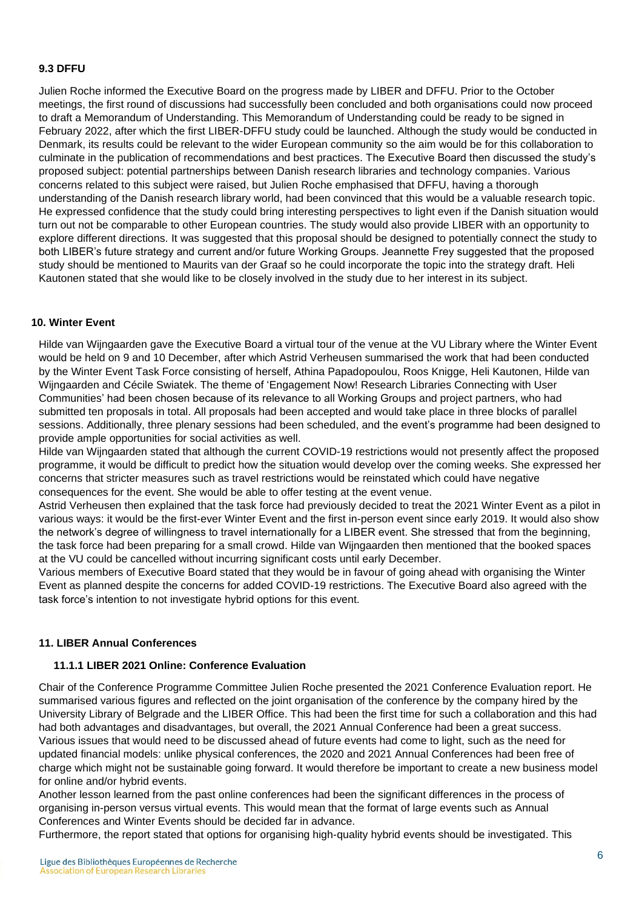### 9.3 DFFU

Julien Roche informed the Executive Board on the progress made by LIBER and DFFU. Prior to the October meetings, the first round of discussions had successfully been concluded and both organisations could now proceed to draft a Memorandum of Understanding. This Memorandum of Understanding could be ready to be signed in February 2022, after which the first LIBER-DFFU study could be launched. Although the study would be conducted in Denmark, its results could be relevant to the wider European community so the aim would be for this collaboration to culminate in the publication of recommendations and best practices. The Executive Board then discussed the study's proposed subject: potential partnerships between Danish research libraries and technology companies. Various concerns related to this subject were raised, but Julien Roche emphasised that DFFU, having a thorough understanding of the Danish research library world, had been convinced that this would be a valuable research topic. He expressed confidence that the study could bring interesting perspectives to light even if the Danish situation would turn out not be comparable to other European countries. The study would also provide LIBER with an opportunity to explore different directions. It was suggested that this proposal should be designed to potentially connect the study to both LIBER's future strategy and current and/or future Working Groups. Jeannette Frey suggested that the proposed study should be mentioned to Maurits van der Graaf so he could incorporate the topic into the strategy draft. Heli Kautonen stated that she would like to be closely involved in the study due to her interest in its subject.

## 10. Winter Event

Hilde van Wijngaarden gave the Executive Board a virtual tour of the venue at the VU Library where the Winter Event would be held on 9 and 10 December, after which Astrid Verheusen summarised the work that had been conducted by the Winter Event Task Force consisting of herself, Athina Papadopoulou, Roos Knigge, Heli Kautonen, Hilde van Wijngaarden and Cécile Swiatek. The theme of 'Engagement Now! Research Libraries Connecting with User Communities' had been chosen because of its relevance to all Working Groups and project partners, who had submitted ten proposals in total. All proposals had been accepted and would take place in three blocks of parallel sessions. Additionally, three plenary sessions had been scheduled, and the event's programme had been designed to provide ample opportunities for social activities as well.

Hilde van Wijngaarden stated that although the current COVID-19 restrictions would not presently affect the proposed programme, it would be difficult to predict how the situation would develop over the coming weeks. She expressed her concerns that stricter measures such as travel restrictions would be reinstated which could have negative consequences for the event. She would be able to offer testing at the event venue.

Astrid Verheusen then explained that the task force had previously decided to treat the 2021 Winter Event as a pilot in various ways: it would be the first-ever Winter Event and the first in-person event since early 2019. It would also show the network's degree of willingness to travel internationally for a LIBER event. She stressed that from the beginning, the task force had been preparing for a small crowd. Hilde van Wijngaarden then mentioned that the booked spaces at the VU could be cancelled without incurring significant costs until early December.

Various members of Executive Board stated that they would be in favour of going ahead with organising the Winter Event as planned despite the concerns for added COVID-19 restrictions. The Executive Board also agreed with the task force's intention to not investigate hybrid options for this event.

## 11. LIBER Annual Conferences

### 11.1.1 LIBER 2021 Online: Conference Evaluation

Chair of the Conference Programme Committee Julien Roche presented the 2021 Conference Evaluation report. He summarised various figures and reflected on the joint organisation of the conference by the company hired by the University Library of Belgrade and the LIBER Office. This had been the first time for such a collaboration and this had had both advantages and disadvantages, but overall, the 2021 Annual Conference had been a great success. Various issues that would need to be discussed ahead of future events had come to light, such as the need for updated financial models: unlike physical conferences, the 2020 and 2021 Annual Conferences had been free of charge which might not be sustainable going forward. It would therefore be important to create a new business model for online and/or hybrid events.

Another lesson learned from the past online conferences had been the significant differences in the process of organising in-person versus virtual events. This would mean that the format of large events such as Annual Conferences and Winter Events should be decided far in advance.

Furthermore, the report stated that options for organising high-quality hybrid events should be investigated. This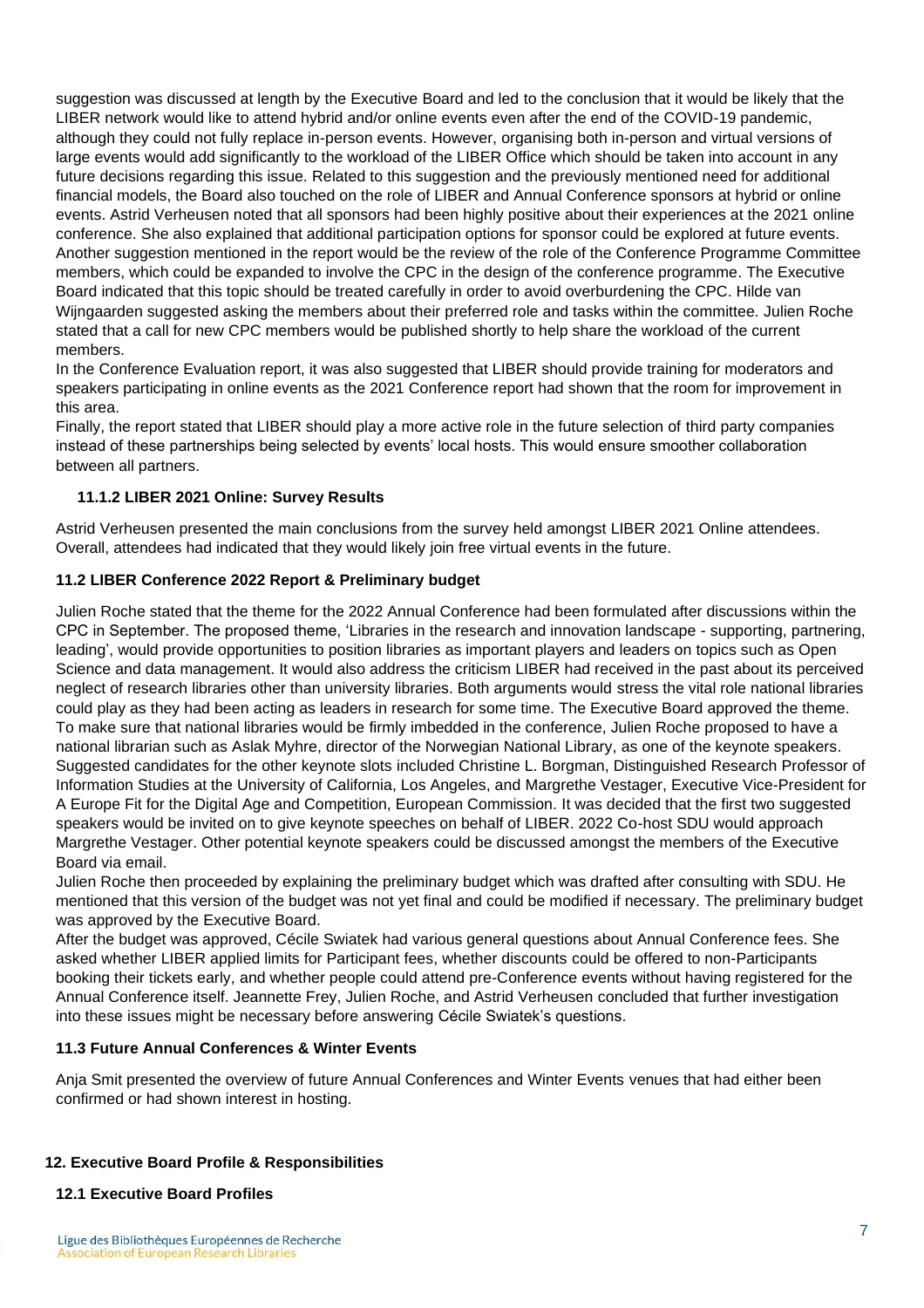suggestion was discussed at length by the Executive Board and led to the conclusion that it would be likely that the LIBER network would like to attend hybrid and/or online events even after the end of the COVID-19 pandemic, although they could not fully replace in-person events. However, organising both in-person and virtual versions of large events would add significantly to the workload of the LIBER Office which should be taken into account in any future decisions regarding this issue. Related to this suggestion and the previously mentioned need for additional financial models, the Board also touched on the role of LIBER and Annual Conference sponsors at hybrid or online events. Astrid Verheusen noted that all sponsors had been highly positive about their experiences at the 2021 online conference. She also explained that additional participation options for sponsor could be explored at future events. Another suggestion mentioned in the report would be the review of the role of the Conference Programme Committee members, which could be expanded to involve the CPC in the design of the conference programme. The Executive Board indicated that this topic should be treated carefully in order to avoid overburdening the CPC. Hilde van Wijngaarden suggested asking the members about their preferred role and tasks within the committee. Julien Roche stated that a call for new CPC members would be published shortly to help share the workload of the current members.

In the Conference Evaluation report, it was also suggested that LIBER should provide training for moderators and speakers participating in online events as the 2021 Conference report had shown that the room for improvement in this area.

Finally, the report stated that LIBER should play a more active role in the future selection of third party companies instead of these partnerships being selected by events' local hosts. This would ensure smoother collaboration between all partners.

#### 11.1.2 LIBER 2021 Online: Survey Results

Astrid Verheusen presented the main conclusions from the survey held amongst LIBER 2021 Online attendees. Overall, attendees had indicated that they would likely join free virtual events in the future.

### 11.2 LIBER Conference 2022 Report & Preliminary budget

Julien Roche stated that the theme for the 2022 Annual Conference had been formulated after discussions within the CPC in September. The proposed theme, 'Libraries in the research and innovation landscape - supporting, partnering, leading', would provide opportunities to position libraries as important players and leaders on topics such as Open Science and data management. It would also address the criticism LIBER had received in the past about its perceived neglect of research libraries other than university libraries. Both arguments would stress the vital role national libraries could play as they had been acting as leaders in research for some time. The Executive Board approved the theme. To make sure that national libraries would be firmly imbedded in the conference, Julien Roche proposed to have a national librarian such as Aslak Myhre, director of the Norwegian National Library, as one of the keynote speakers. Suggested candidates for the other keynote slots included Christine L. Borgman, Distinguished Research Professor of Information Studies at the University of California, Los Angeles, and Margrethe Vestager, Executive Vice-President for A Europe Fit for the Digital Age and Competition, European Commission. It was decided that the first two suggested speakers would be invited on to give keynote speeches on behalf of LIBER. 2022 Co-host SDU would approach Margrethe Vestager. Other potential keynote speakers could be discussed amongst the members of the Executive Board via email.

Julien Roche then proceeded by explaining the preliminary budget which was drafted after consulting with SDU. He mentioned that this version of the budget was not yet final and could be modified if necessary. The preliminary budget was approved by the Executive Board.

After the budget was approved, Cécile Swiatek had various general questions about Annual Conference fees. She asked whether LIBER applied limits for Participant fees, whether discounts could be offered to non-Participants booking their tickets early, and whether people could attend pre-Conference events without having registered for the Annual Conference itself. Jeannette Frey, Julien Roche, and Astrid Verheusen concluded that further investigation into these issues might be necessary before answering Cécile Swiatek's questions.

### 11.3 Future Annual Conferences & Winter Events

Anja Smit presented the overview of future Annual Conferences and Winter Events venues that had either been confirmed or had shown interest in hosting.

## 12. Executive Board Profile & Responsibilities

### 12.1 Executive Board Profiles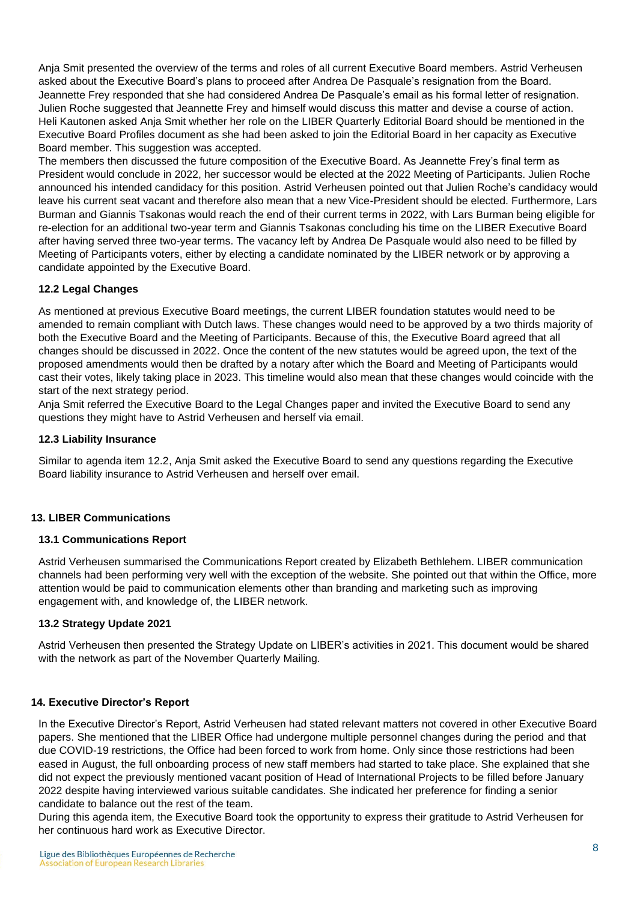Anja Smit presented the overview of the terms and roles of all current Executive Board members. Astrid Verheusen asked about the Executive Board's plans to proceed after Andrea De Pasquale's resignation from the Board. Jeannette Frey responded that she had considered Andrea De Pasquale's email as his formal letter of resignation. Julien Roche suggested that Jeannette Frey and himself would discuss this matter and devise a course of action. Heli Kautonen asked Anja Smit whether her role on the LIBER Quarterly Editorial Board should be mentioned in the Executive Board Profiles document as she had been asked to join the Editorial Board in her capacity as Executive Board member. This suggestion was accepted.

The members then discussed the future composition of the Executive Board. As Jeannette Frey's final term as President would conclude in 2022, her successor would be elected at the 2022 Meeting of Participants. Julien Roche announced his intended candidacy for this position. Astrid Verheusen pointed out that Julien Roche's candidacy would leave his current seat vacant and therefore also mean that a new Vice-President should be elected. Furthermore, Lars Burman and Giannis Tsakonas would reach the end of their current terms in 2022, with Lars Burman being eligible for re-election for an additional two-year term and Giannis Tsakonas concluding his time on the LIBER Executive Board after having served three two-year terms. The vacancy left by Andrea De Pasquale would also need to be filled by Meeting of Participants voters, either by electing a candidate nominated by the LIBER network or by approving a candidate appointed by the Executive Board.

### 12.2 Legal Changes

As mentioned at previous Executive Board meetings, the current LIBER foundation statutes would need to be amended to remain compliant with Dutch laws. These changes would need to be approved by a two thirds majority of both the Executive Board and the Meeting of Participants. Because of this, the Executive Board agreed that all changes should be discussed in 2022. Once the content of the new statutes would be agreed upon, the text of the proposed amendments would then be drafted by a notary after which the Board and Meeting of Participants would cast their votes, likely taking place in 2023. This timeline would also mean that these changes would coincide with the start of the next strategy period.

Anja Smit referred the Executive Board to the Legal Changes paper and invited the Executive Board to send any questions they might have to Astrid Verheusen and herself via email.

### 12.3 Liability Insurance

Similar to agenda item 12.2, Anja Smit asked the Executive Board to send any questions regarding the Executive Board liability insurance to Astrid Verheusen and herself over email.

## 13. LIBER Communications

### 13.1 Communications Report

Astrid Verheusen summarised the Communications Report created by Elizabeth Bethlehem. LIBER communication channels had been performing very well with the exception of the website. She pointed out that within the Office, more attention would be paid to communication elements other than branding and marketing such as improving engagement with, and knowledge of, the LIBER network.

### 13.2 Strategy Update 2021

Astrid Verheusen then presented the Strategy Update on LIBER's activities in 2021. This document would be shared with the network as part of the November Quarterly Mailing.

## 14. Executive Director's Report

In the Executive Director's Report, Astrid Verheusen had stated relevant matters not covered in other Executive Board papers. She mentioned that the LIBER Office had undergone multiple personnel changes during the period and that due COVID-19 restrictions, the Office had been forced to work from home. Only since those restrictions had been eased in August, the full onboarding process of new staff members had started to take place. She explained that she did not expect the previously mentioned vacant position of Head of International Projects to be filled before January 2022 despite having interviewed various suitable candidates. She indicated her preference for finding a senior candidate to balance out the rest of the team.

During this agenda item, the Executive Board took the opportunity to express their gratitude to Astrid Verheusen for her continuous hard work as Executive Director.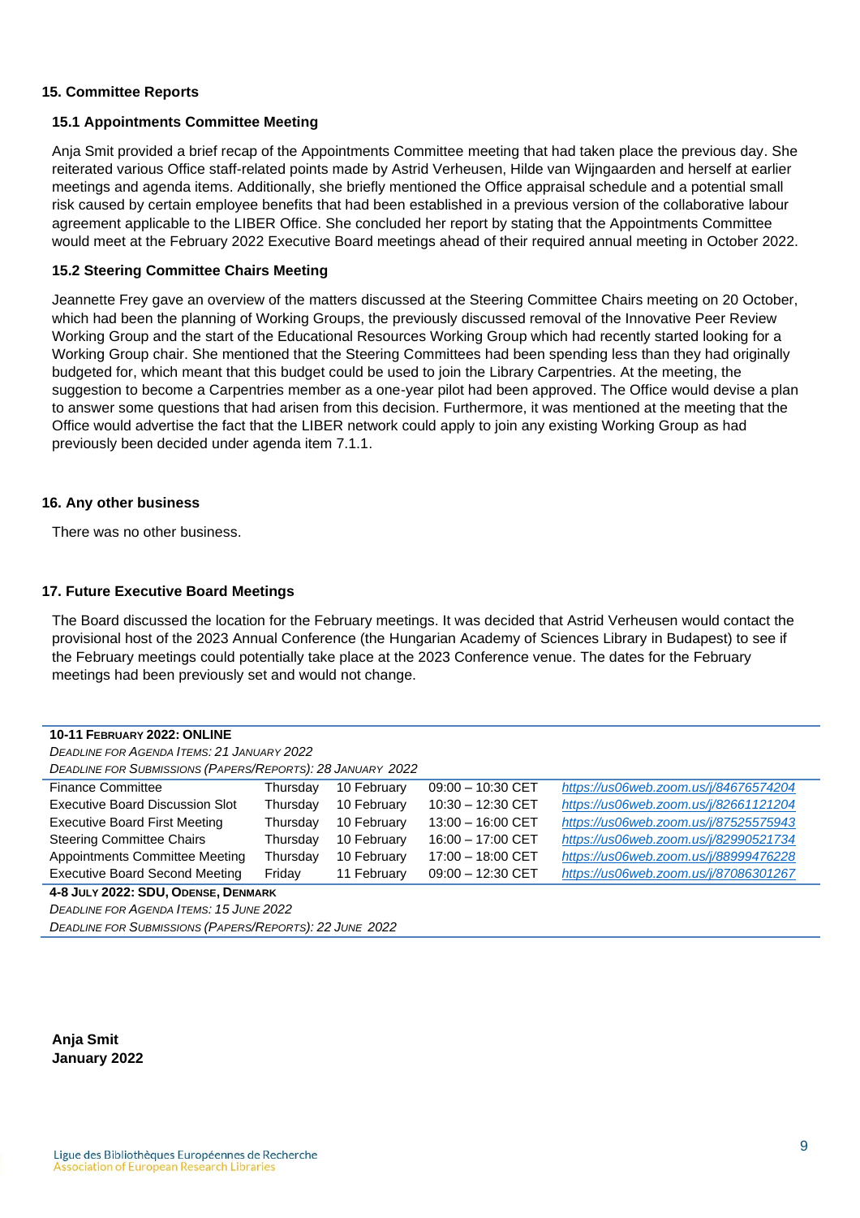### 15. Committee Reports

#### 15.1 Appointments Committee Meeting

Anja Smit provided a brief recap of the Appointments Committee meeting that had taken place the previous day. She reiterated various Office staff-related points made by Astrid Verheusen, Hilde van Wijngaarden and herself at earlier meetings and agenda items. Additionally, she briefly mentioned the Office appraisal schedule and a potential small risk caused by certain employee benefits that had been established in a previous version of the collaborative labour agreement applicable to the LIBER Office. She concluded her report by stating that the Appointments Committee would meet at the February 2022 Executive Board meetings ahead of their required annual meeting in October 2022.

#### 15.2 Steering Committee Chairs Meeting

Jeannette Frey gave an overview of the matters discussed at the Steering Committee Chairs meeting on 20 October, which had been the planning of Working Groups, the previously discussed removal of the Innovative Peer Review Working Group and the start of the Educational Resources Working Group which had recently started looking for a Working Group chair. She mentioned that the Steering Committees had been spending less than they had originally budgeted for, which meant that this budget could be used to join the Library Carpentries. At the meeting, the suggestion to become a Carpentries member as a one-year pilot had been approved. The Office would devise a plan to answer some questions that had arisen from this decision. Furthermore, it was mentioned at the meeting that the Office would advertise the fact that the LIBER network could apply to join any existing Working Group as had previously been decided under agenda item 7.1.1.

### 16. Any other business

There was no other business.

### 17. Future Executive Board Meetings

The Board discussed the location for the February meetings. It was decided that Astrid Verheusen would contact the provisional host of the 2023 Annual Conference (the Hungarian Academy of Sciences Library in Budapest) to see if the February meetings could potentially take place at the 2023 Conference venue. The dates for the February meetings had been previously set and would not change.

| **10-11 February 2022: ONLINE** | | | | |
|---|---|---|---|---|
| *Deadline for Agenda Items: 21 January 2022* | | | | |
| *Deadline for Submissions (Papers/Reports): 28 January 2022* | | | | |
| Finance Committee | Thursday | 10 February | 09:00 – 10:30 CET | *https://us06web.zoom.us/j/84676574204* |
| Executive Board Discussion Slot | Thursday | 10 February | 10:30 – 12:30 CET | *https://us06web.zoom.us/j/82661121204* |
| Executive Board First Meeting | Thursday | 10 February | 13:00 – 16:00 CET | *https://us06web.zoom.us/j/87525575943* |
| Steering Committee Chairs | Thursday | 10 February | 16:00 – 17:00 CET | *https://us06web.zoom.us/j/82990521734* |
| Appointments Committee Meeting | Thursday | 10 February | 17:00 – 18:00 CET | *https://us06web.zoom.us/j/88999476228* |
| Executive Board Second Meeting | Friday | 11 February | 09:00 – 12:30 CET | *https://us06web.zoom.us/j/87086301267* |
| **4-8 July 2022: SDU, Odense, Denmark** | | | | |
| *Deadline for Agenda Items: 15 June 2022* | | | | |
| *Deadline for Submissions (Papers/Reports): 22 June 2022* | | | | |

**Anja Smit**
**January 2022**

Ligue des Bibliothèques Européennes de Recherche
Association of European Research Libraries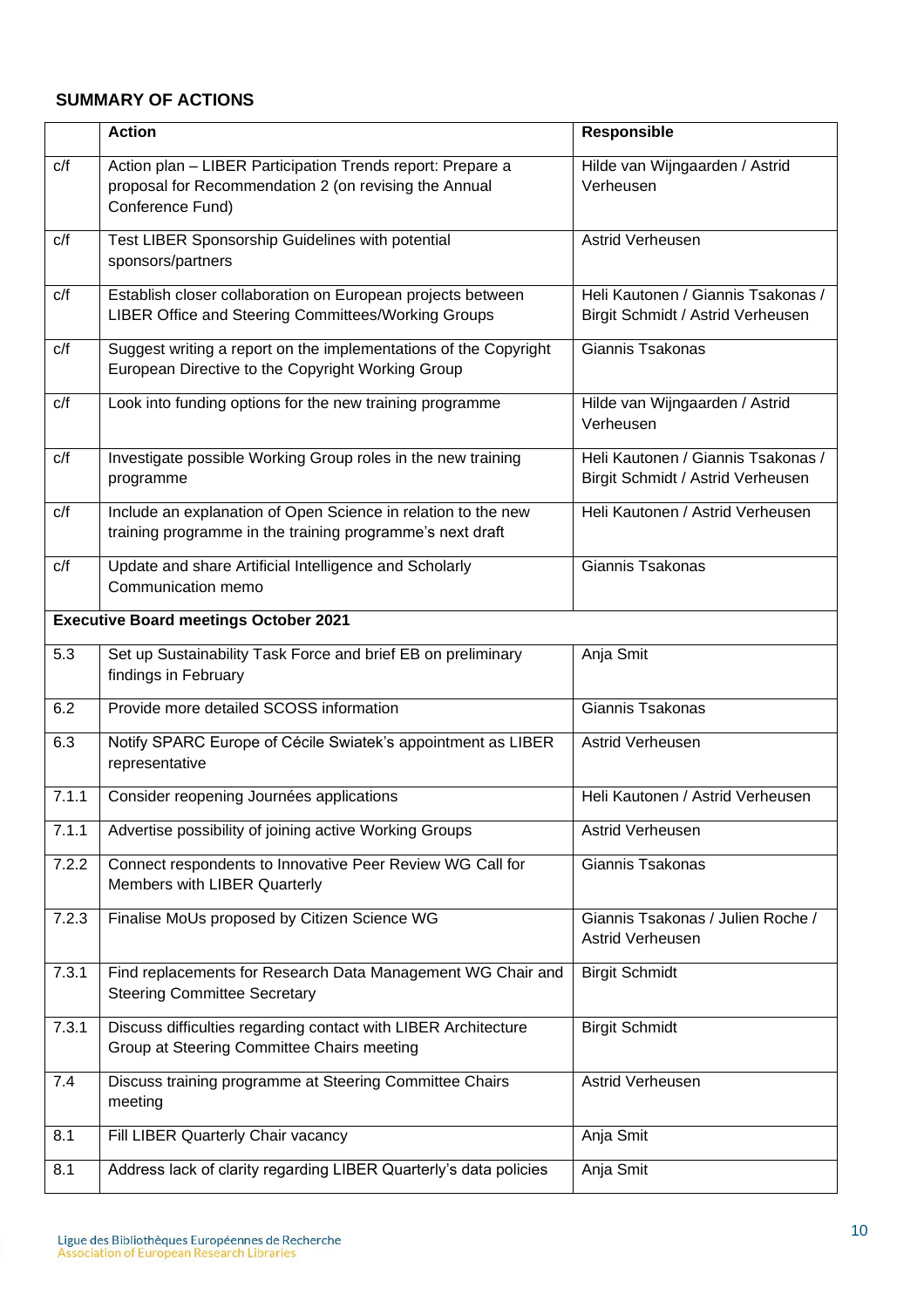## SUMMARY OF ACTIONS

| | Action | Responsible |
|---|---|---|
| c/f | Action plan – LIBER Participation Trends report: Prepare a proposal for Recommendation 2 (on revising the Annual Conference Fund) | Hilde van Wijngaarden / Astrid Verheusen |
| c/f | Test LIBER Sponsorship Guidelines with potential sponsors/partners | Astrid Verheusen |
| c/f | Establish closer collaboration on European projects between LIBER Office and Steering Committees/Working Groups | Heli Kautonen / Giannis Tsakonas / Birgit Schmidt / Astrid Verheusen |
| c/f | Suggest writing a report on the implementations of the Copyright European Directive to the Copyright Working Group | Giannis Tsakonas |
| c/f | Look into funding options for the new training programme | Hilde van Wijngaarden / Astrid Verheusen |
| c/f | Investigate possible Working Group roles in the new training programme | Heli Kautonen / Giannis Tsakonas / Birgit Schmidt / Astrid Verheusen |
| c/f | Include an explanation of Open Science in relation to the new training programme in the training programme's next draft | Heli Kautonen / Astrid Verheusen |
| c/f | Update and share Artificial Intelligence and Scholarly Communication memo | Giannis Tsakonas |
| **Executive Board meetings October 2021** | | |
| 5.3 | Set up Sustainability Task Force and brief EB on preliminary findings in February | Anja Smit |
| 6.2 | Provide more detailed SCOSS information | Giannis Tsakonas |
| 6.3 | Notify SPARC Europe of Cécile Swiatek's appointment as LIBER representative | Astrid Verheusen |
| 7.1.1 | Consider reopening Journées applications | Heli Kautonen / Astrid Verheusen |
| 7.1.1 | Advertise possibility of joining active Working Groups | Astrid Verheusen |
| 7.2.2 | Connect respondents to Innovative Peer Review WG Call for Members with LIBER Quarterly | Giannis Tsakonas |
| 7.2.3 | Finalise MoUs proposed by Citizen Science WG | Giannis Tsakonas / Julien Roche / Astrid Verheusen |
| 7.3.1 | Find replacements for Research Data Management WG Chair and Steering Committee Secretary | Birgit Schmidt |
| 7.3.1 | Discuss difficulties regarding contact with LIBER Architecture Group at Steering Committee Chairs meeting | Birgit Schmidt |
| 7.4 | Discuss training programme at Steering Committee Chairs meeting | Astrid Verheusen |
| 8.1 | Fill LIBER Quarterly Chair vacancy | Anja Smit |
| 8.1 | Address lack of clarity regarding LIBER Quarterly's data policies | Anja Smit |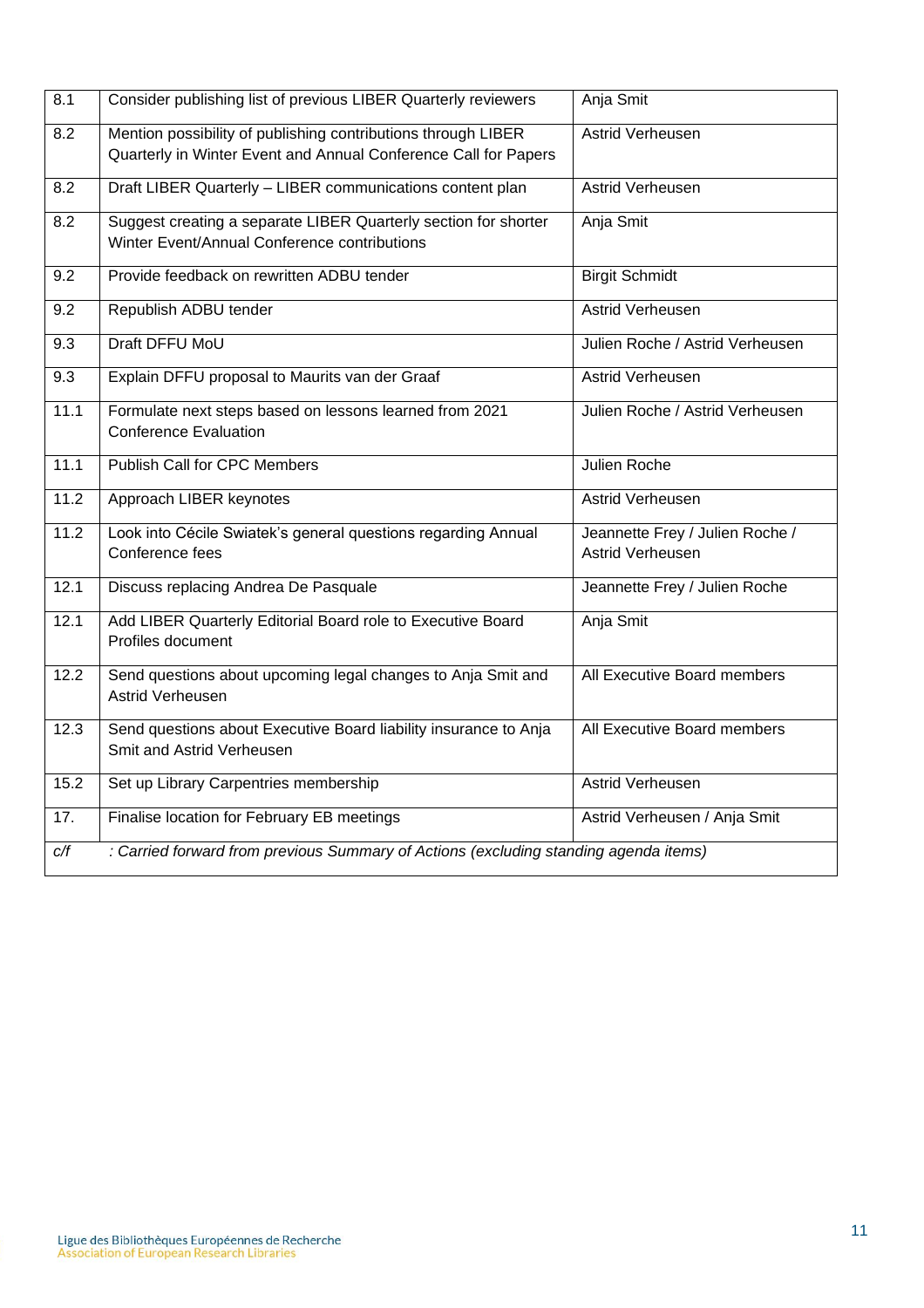| | | |
|---|---|---|
| 8.1 | Consider publishing list of previous LIBER Quarterly reviewers | Anja Smit |
| 8.2 | Mention possibility of publishing contributions through LIBER Quarterly in Winter Event and Annual Conference Call for Papers | Astrid Verheusen |
| 8.2 | Draft LIBER Quarterly – LIBER communications content plan | Astrid Verheusen |
| 8.2 | Suggest creating a separate LIBER Quarterly section for shorter Winter Event/Annual Conference contributions | Anja Smit |
| 9.2 | Provide feedback on rewritten ADBU tender | Birgit Schmidt |
| 9.2 | Republish ADBU tender | Astrid Verheusen |
| 9.3 | Draft DFFU MoU | Julien Roche / Astrid Verheusen |
| 9.3 | Explain DFFU proposal to Maurits van der Graaf | Astrid Verheusen |
| 11.1 | Formulate next steps based on lessons learned from 2021 Conference Evaluation | Julien Roche / Astrid Verheusen |
| 11.1 | Publish Call for CPC Members | Julien Roche |
| 11.2 | Approach LIBER keynotes | Astrid Verheusen |
| 11.2 | Look into Cécile Swiatek's general questions regarding Annual Conference fees | Jeannette Frey / Julien Roche / Astrid Verheusen |
| 12.1 | Discuss replacing Andrea De Pasquale | Jeannette Frey / Julien Roche |
| 12.1 | Add LIBER Quarterly Editorial Board role to Executive Board Profiles document | Anja Smit |
| 12.2 | Send questions about upcoming legal changes to Anja Smit and Astrid Verheusen | All Executive Board members |
| 12.3 | Send questions about Executive Board liability insurance to Anja Smit and Astrid Verheusen | All Executive Board members |
| 15.2 | Set up Library Carpentries membership | Astrid Verheusen |
| 17. | Finalise location for February EB meetings | Astrid Verheusen / Anja Smit |
| *c/f* | *: Carried forward from previous Summary of Actions (excluding standing agenda items)* | |

Ligue des Bibliothèques Européennes de Recherche
Association of European Research Libraries